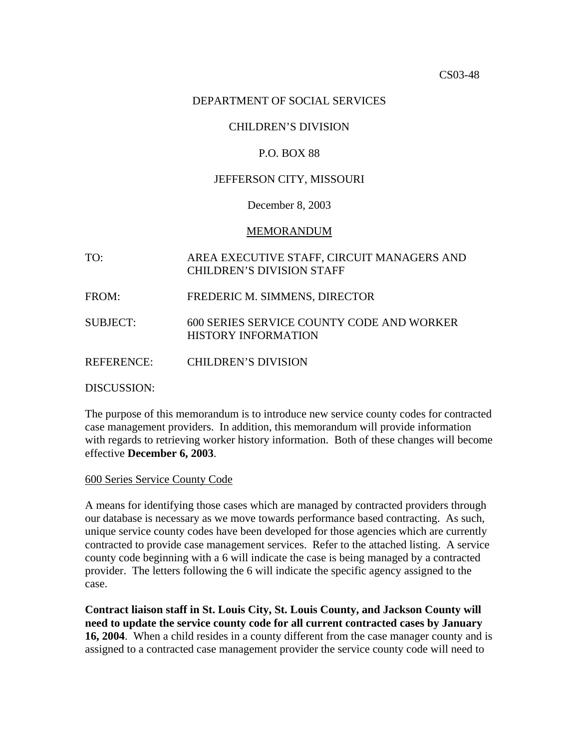CS03-48

DEPARTMENT OF SOCIAL SERVICES

CHILDREN'S DIVISION

P.O. BOX 88

JEFFERSON CITY, MISSOURI

December 8, 2003

MEMORANDUM

TO: AREA EXECUTIVE STAFF, CIRCUIT MANAGERS AND CHILDREN'S DIVISION STAFF

FROM: FREDERIC M. SIMMENS, DIRECTOR

SUBJECT: 600 SERIES SERVICE COUNTY CODE AND WORKER HISTORY INFORMATION

REFERENCE: CHILDREN'S DIVISION

DISCUSSION:

The purpose of this memorandum is to introduce new service county codes for contracted case management providers. In addition, this memorandum will provide information with regards to retrieving worker history information. Both of these changes will become effective **December 6, 2003**.

600 Series Service County Code

A means for identifying those cases which are managed by contracted providers through our database is necessary as we move towards performance based contracting. As such, unique service county codes have been developed for those agencies which are currently contracted to provide case management services. Refer to the attached listing. A service county code beginning with a 6 will indicate the case is being managed by a contracted provider. The letters following the 6 will indicate the specific agency assigned to the case.

**Contract liaison staff in St. Louis City, St. Louis County, and Jackson County will need to update the service county code for all current contracted cases by January 16, 2004**. When a child resides in a county different from the case manager county and is assigned to a contracted case management provider the service county code will need to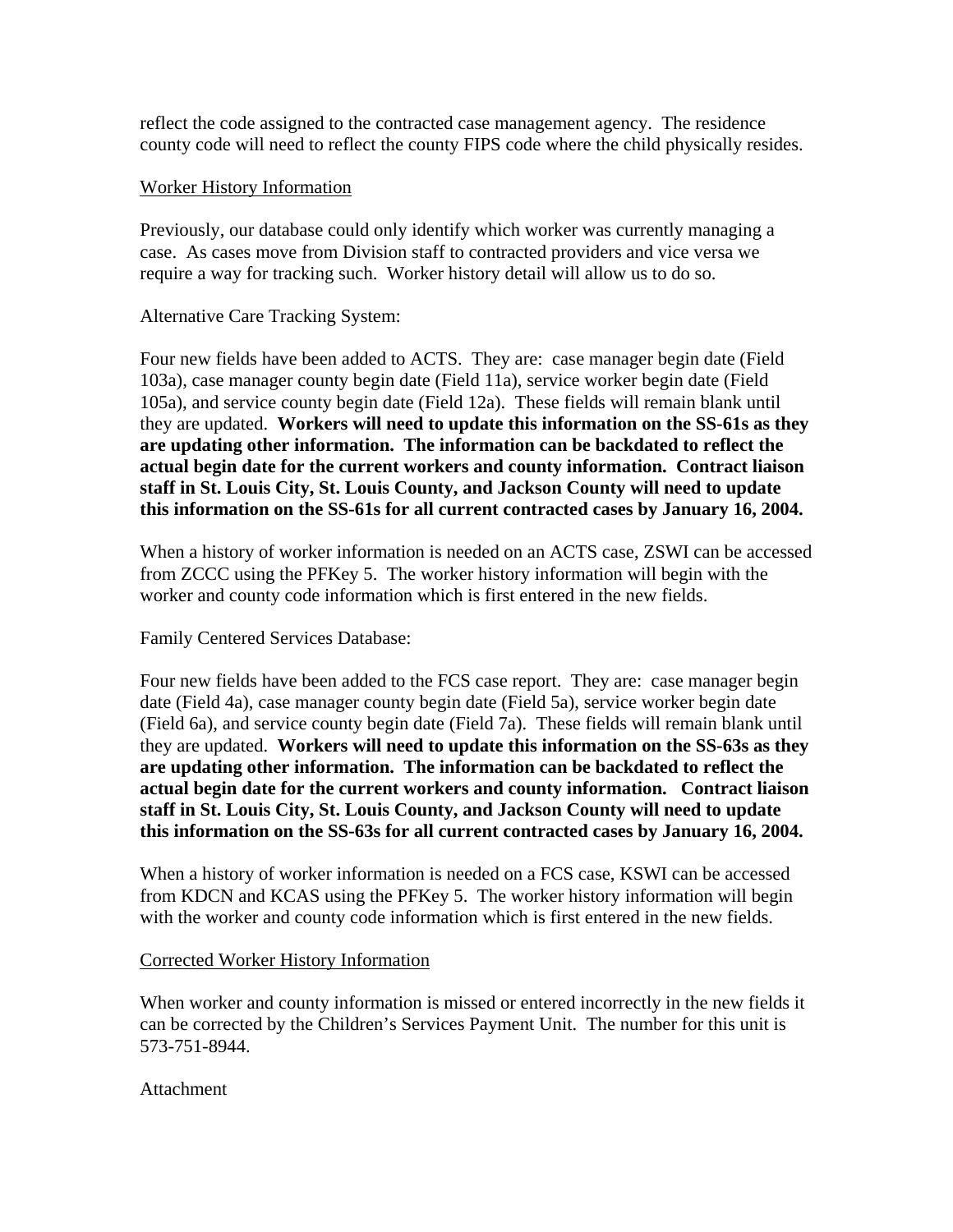reflect the code assigned to the contracted case management agency. The residence county code will need to reflect the county FIPS code where the child physically resides.

Worker History Information

Previously, our database could only identify which worker was currently managing a case. As cases move from Division staff to contracted providers and vice versa we require a way for tracking such. Worker history detail will allow us to do so.

Alternative Care Tracking System:

Four new fields have been added to ACTS. They are: case manager begin date (Field 103a), case manager county begin date (Field 11a), service worker begin date (Field 105a), and service county begin date (Field 12a). These fields will remain blank until they are updated. **Workers will need to update this information on the SS-61s as they are updating other information. The information can be backdated to reflect the actual begin date for the current workers and county information. Contract liaison staff in St. Louis City, St. Louis County, and Jackson County will need to update this information on the SS-61s for all current contracted cases by January 16, 2004.**

When a history of worker information is needed on an ACTS case, ZSWI can be accessed from ZCCC using the PFKey 5. The worker history information will begin with the worker and county code information which is first entered in the new fields.

Family Centered Services Database:

Four new fields have been added to the FCS case report. They are: case manager begin date (Field 4a), case manager county begin date (Field 5a), service worker begin date (Field 6a), and service county begin date (Field 7a). These fields will remain blank until they are updated. **Workers will need to update this information on the SS-63s as they are updating other information. The information can be backdated to reflect the actual begin date for the current workers and county information. Contract liaison staff in St. Louis City, St. Louis County, and Jackson County will need to update this information on the SS-63s for all current contracted cases by January 16, 2004.**

When a history of worker information is needed on a FCS case, KSWI can be accessed from KDCN and KCAS using the PFKey 5. The worker history information will begin with the worker and county code information which is first entered in the new fields.

Corrected Worker History Information

When worker and county information is missed or entered incorrectly in the new fields it can be corrected by the Children's Services Payment Unit. The number for this unit is 573-751-8944.

Attachment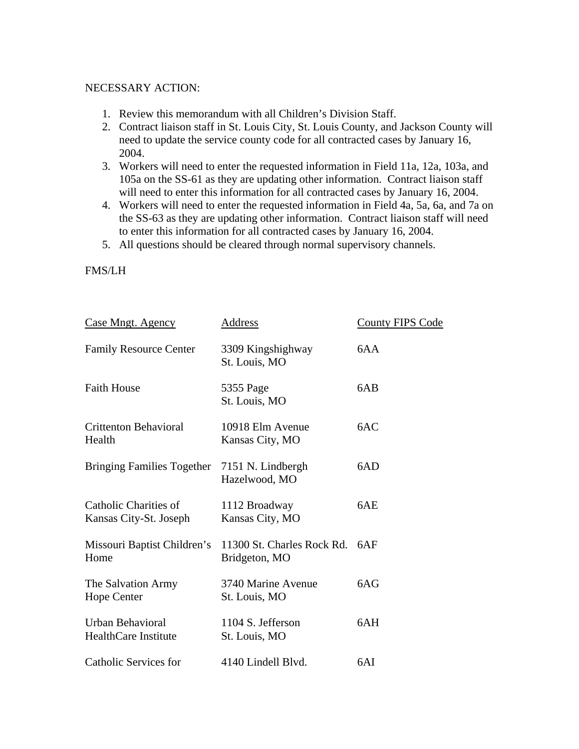NECESSARY ACTION:

1. Review this memorandum with all Children's Division Staff.
2. Contract liaison staff in St. Louis City, St. Louis County, and Jackson County will need to update the service county code for all contracted cases by January 16, 2004.
3. Workers will need to enter the requested information in Field 11a, 12a, 103a, and 105a on the SS-61 as they are updating other information. Contract liaison staff will need to enter this information for all contracted cases by January 16, 2004.
4. Workers will need to enter the requested information in Field 4a, 5a, 6a, and 7a on the SS-63 as they are updating other information. Contract liaison staff will need to enter this information for all contracted cases by January 16, 2004.
5. All questions should be cleared through normal supervisory channels.

FMS/LH

| Case Mngt. Agency | Address | County FIPS Code |
|---|---|---|
| Family Resource Center | 3309 Kingshighway<br>St. Louis, MO | 6AA |
| Faith House | 5355 Page<br>St. Louis, MO | 6AB |
| Crittenton Behavioral Health | 10918 Elm Avenue<br>Kansas City, MO | 6AC |
| Bringing Families Together | 7151 N. Lindbergh<br>Hazelwood, MO | 6AD |
| Catholic Charities of Kansas City-St. Joseph | 1112 Broadway<br>Kansas City, MO | 6AE |
| Missouri Baptist Children's Home | 11300 St. Charles Rock Rd.<br>Bridgeton, MO | 6AF |
| The Salvation Army Hope Center | 3740 Marine Avenue<br>St. Louis, MO | 6AG |
| Urban Behavioral HealthCare Institute | 1104 S. Jefferson<br>St. Louis, MO | 6AH |
| Catholic Services for | 4140 Lindell Blvd. | 6AI |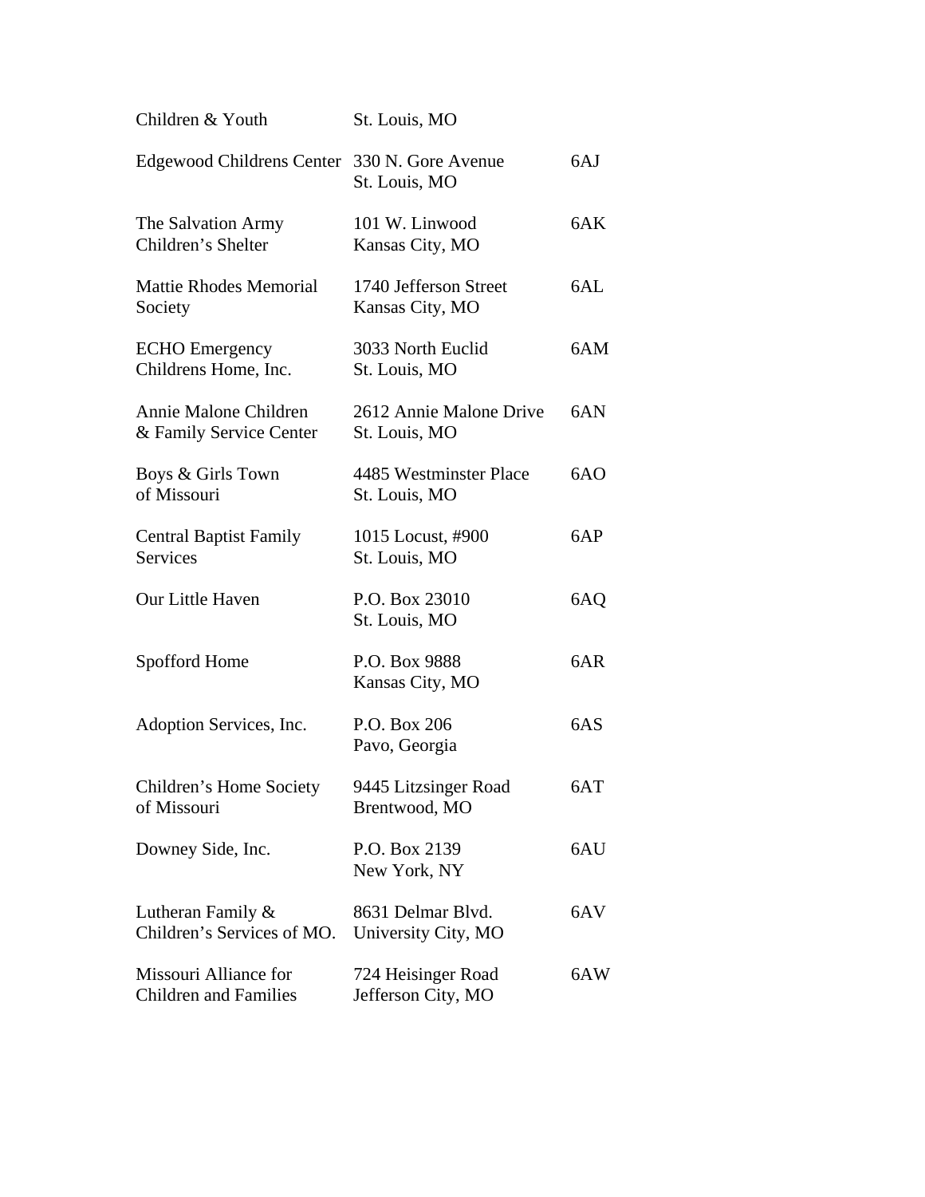| | | |
|---|---|---|
| Children & Youth | St. Louis, MO | |
| Edgewood Childrens Center | 330 N. Gore Avenue<br>St. Louis, MO | 6AJ |
| The Salvation Army<br>Children's Shelter | 101 W. Linwood<br>Kansas City, MO | 6AK |
| Mattie Rhodes Memorial<br>Society | 1740 Jefferson Street<br>Kansas City, MO | 6AL |
| ECHO Emergency<br>Childrens Home, Inc. | 3033 North Euclid<br>St. Louis, MO | 6AM |
| Annie Malone Children<br>& Family Service Center | 2612 Annie Malone Drive<br>St. Louis, MO | 6AN |
| Boys & Girls Town<br>of Missouri | 4485 Westminster Place<br>St. Louis, MO | 6AO |
| Central Baptist Family<br>Services | 1015 Locust, #900<br>St. Louis, MO | 6AP |
| Our Little Haven | P.O. Box 23010<br>St. Louis, MO | 6AQ |
| Spofford Home | P.O. Box 9888<br>Kansas City, MO | 6AR |
| Adoption Services, Inc. | P.O. Box 206<br>Pavo, Georgia | 6AS |
| Children's Home Society<br>of Missouri | 9445 Litzsinger Road<br>Brentwood, MO | 6AT |
| Downey Side, Inc. | P.O. Box 2139<br>New York, NY | 6AU |
| Lutheran Family &<br>Children's Services of MO. | 8631 Delmar Blvd.<br>University City, MO | 6AV |
| Missouri Alliance for<br>Children and Families | 724 Heisinger Road<br>Jefferson City, MO | 6AW |